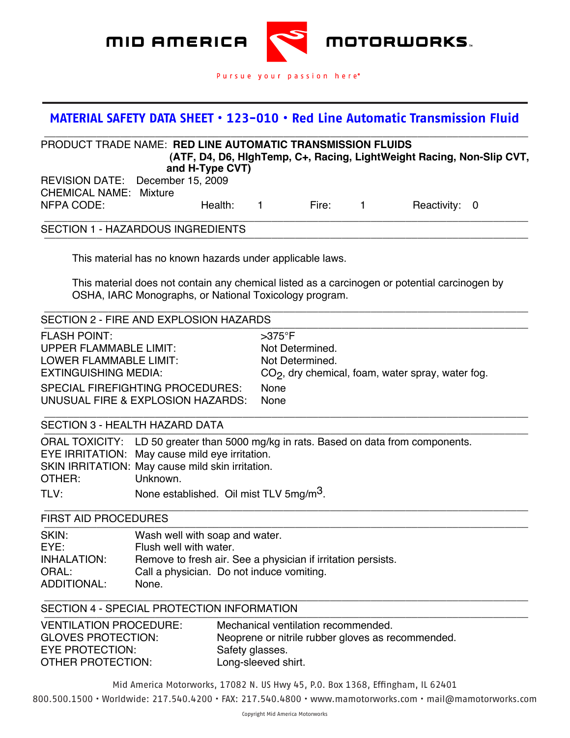MID AMERICA MOTORWORKS

Pursue your passion here®

# MATERIAL SAFETY DATA SHEET • 123-010 • Red Line Automatic Transmission Fluid

PRODUCT TRADE NAME: **RED LINE AUTOMATIC TRANSMISSION FLUIDS (ATF, D4, D6, HIghTemp, C+, Racing, LightWeight Racing, Non-Slip CVT, and H-Type CVT)**

REVISION DATE: December 15, 2009

CHEMICAL NAME: Mixture

NFPA CODE: Health: 1 Fire: 1 Reactivity: 0

## SECTION 1 - HAZARDOUS INGREDIENTS

This material has no known hazards under applicable laws.

This material does not contain any chemical listed as a carcinogen or potential carcinogen by OSHA, IARC Monographs, or National Toxicology program.

## SECTION 2 - FIRE AND EXPLOSION HAZARDS

| | |
|---|---|
| FLASH POINT: | >375°F |
| UPPER FLAMMABLE LIMIT: | Not Determined. |
| LOWER FLAMMABLE LIMIT: | Not Determined. |
| EXTINGUISHING MEDIA: | $CO_2$, dry chemical, foam, water spray, water fog. |
| SPECIAL FIREFIGHTING PROCEDURES: | None |
| UNUSUAL FIRE & EXPLOSION HAZARDS: | None |

## SECTION 3 - HEALTH HAZARD DATA

| | |
|---|---|
| ORAL TOXICITY: | LD 50 greater than 5000 mg/kg in rats. Based on data from components. |
| EYE IRRITATION: | May cause mild eye irritation. |
| SKIN IRRITATION: | May cause mild skin irritation. |
| OTHER: | Unknown. |
| TLV: | None established. Oil mist TLV 5mg/$m^3$. |

## FIRST AID PROCEDURES

| | |
|---|---|
| SKIN: | Wash well with soap and water. |
| EYE: | Flush well with water. |
| INHALATION: | Remove to fresh air. See a physician if irritation persists. |
| ORAL: | Call a physician. Do not induce vomiting. |
| ADDITIONAL: | None. |

## SECTION 4 - SPECIAL PROTECTION INFORMATION

| | |
|---|---|
| VENTILATION PROCEDURE: | Mechanical ventilation recommended. |
| GLOVES PROTECTION: | Neoprene or nitrile rubber gloves as recommended. |
| EYE PROTECTION: | Safety glasses. |
| OTHER PROTECTION: | Long-sleeved shirt. |

Mid America Motorworks, 17082 N. US Hwy 45, P.O. Box 1368, Effingham, IL 62401

800.500.1500 • Worldwide: 217.540.4200 • FAX: 217.540.4800 • www.mamotorworks.com • mail@mamotorworks.com

Copyright Mid America Motorworks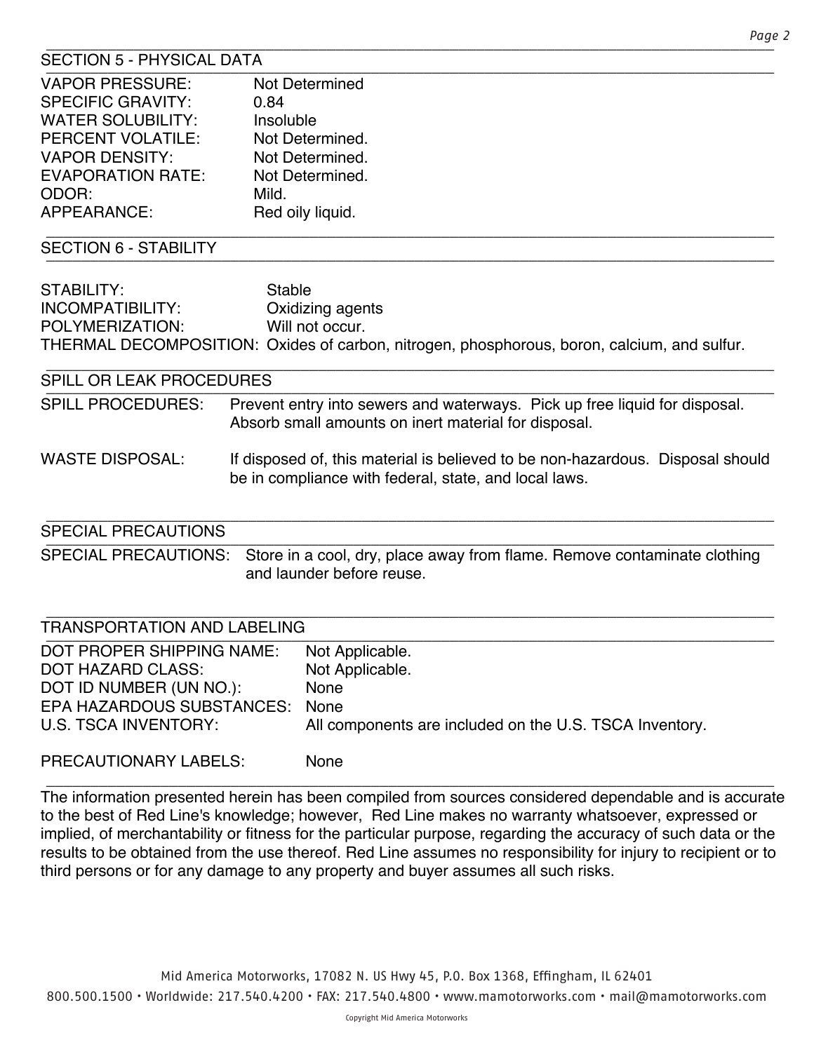## SECTION 5 - PHYSICAL DATA

| | |
|---|---|
| VAPOR PRESSURE: | Not Determined |
| SPECIFIC GRAVITY: | 0.84 |
| WATER SOLUBILITY: | Insoluble |
| PERCENT VOLATILE: | Not Determined. |
| VAPOR DENSITY: | Not Determined. |
| EVAPORATION RATE: | Not Determined. |
| ODOR: | Mild. |
| APPEARANCE: | Red oily liquid. |

## SECTION 6 - STABILITY

| | |
|---|---|
| STABILITY: | Stable |
| INCOMPATIBILITY: | Oxidizing agents |
| POLYMERIZATION: | Will not occur. |
| THERMAL DECOMPOSITION: | Oxides of carbon, nitrogen, phosphorous, boron, calcium, and sulfur. |

## SPILL OR LEAK PROCEDURES

SPILL PROCEDURES: Prevent entry into sewers and waterways. Pick up free liquid for disposal. Absorb small amounts on inert material for disposal.

WASTE DISPOSAL: If disposed of, this material is believed to be non-hazardous. Disposal should be in compliance with federal, state, and local laws.

## SPECIAL PRECAUTIONS

SPECIAL PRECAUTIONS: Store in a cool, dry, place away from flame. Remove contaminate clothing and launder before reuse.

## TRANSPORTATION AND LABELING

| | |
|---|---|
| DOT PROPER SHIPPING NAME: | Not Applicable. |
| DOT HAZARD CLASS: | Not Applicable. |
| DOT ID NUMBER (UN NO.): | None |
| EPA HAZARDOUS SUBSTANCES: | None |
| U.S. TSCA INVENTORY: | All components are included on the U.S. TSCA Inventory. |

PRECAUTIONARY LABELS: None

The information presented herein has been compiled from sources considered dependable and is accurate to the best of Red Line's knowledge; however, Red Line makes no warranty whatsoever, expressed or implied, of merchantability or fitness for the particular purpose, regarding the accuracy of such data or the results to be obtained from the use thereof. Red Line assumes no responsibility for injury to recipient or to third persons or for any damage to any property and buyer assumes all such risks.

Mid America Motorworks, 17082 N. US Hwy 45, P.O. Box 1368, Effingham, IL 62401

800.500.1500 • Worldwide: 217.540.4200 • FAX: 217.540.4800 • www.mamotorworks.com • mail@mamotorworks.com

Copyright Mid America Motorworks